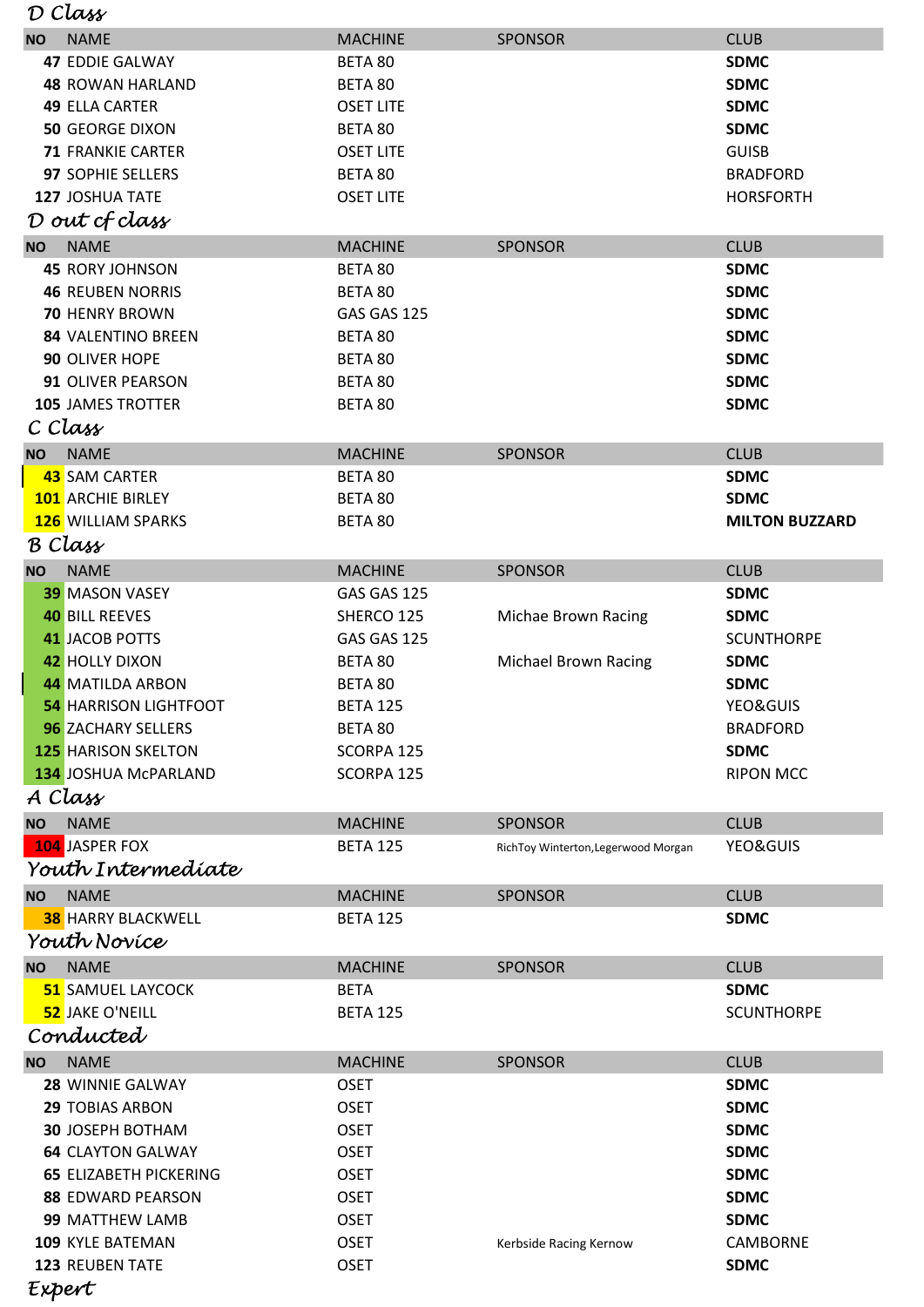## D Class

| NO | NAME | MACHINE | SPONSOR | CLUB |
|---|---|---|---|---|
| 47 | EDDIE GALWAY | BETA 80 | | **SDMC** |
| 48 | ROWAN HARLAND | BETA 80 | | **SDMC** |
| 49 | ELLA CARTER | OSET LITE | | **SDMC** |
| 50 | GEORGE DIXON | BETA 80 | | **SDMC** |
| 71 | FRANKIE CARTER | OSET LITE | | GUISB |
| 97 | SOPHIE SELLERS | BETA 80 | | BRADFORD |
| 127 | JOSHUA TATE | OSET LITE | | HORSFORTH |

## D out of class

| NO | NAME | MACHINE | SPONSOR | CLUB |
|---|---|---|---|---|
| 45 | RORY JOHNSON | BETA 80 | | **SDMC** |
| 46 | REUBEN NORRIS | BETA 80 | | **SDMC** |
| 70 | HENRY BROWN | GAS GAS 125 | | **SDMC** |
| 84 | VALENTINO BREEN | BETA 80 | | **SDMC** |
| 90 | OLIVER HOPE | BETA 80 | | **SDMC** |
| 91 | OLIVER PEARSON | BETA 80 | | **SDMC** |
| 105 | JAMES TROTTER | BETA 80 | | **SDMC** |

## C Class

| NO | NAME | MACHINE | SPONSOR | CLUB |
|---|---|---|---|---|
| 43 | SAM CARTER | BETA 80 | | **SDMC** |
| 101 | ARCHIE BIRLEY | BETA 80 | | **SDMC** |
| 126 | WILLIAM SPARKS | BETA 80 | | **MILTON BUZZARD** |

## B Class

| NO | NAME | MACHINE | SPONSOR | CLUB |
|---|---|---|---|---|
| 39 | MASON VASEY | GAS GAS 125 | | **SDMC** |
| 40 | BILL REEVES | SHERCO 125 | Michae Brown Racing | **SDMC** |
| 41 | JACOB POTTS | GAS GAS 125 | | SCUNTHORPE |
| 42 | HOLLY DIXON | BETA 80 | Michael Brown Racing | **SDMC** |
| 44 | MATILDA ARBON | BETA 80 | | **SDMC** |
| 54 | HARRISON LIGHTFOOT | BETA 125 | | YEO&GUIS |
| 96 | ZACHARY SELLERS | BETA 80 | | BRADFORD |
| 125 | HARISON SKELTON | SCORPA 125 | | **SDMC** |
| 134 | JOSHUA McPARLAND | SCORPA 125 | | RIPON MCC |

## A Class

| NO | NAME | MACHINE | SPONSOR | CLUB |
|---|---|---|---|---|
| 104 | JASPER FOX | BETA 125 | RichToy Winterton,Legerwood Morgan | YEO&GUIS |

## Youth Intermediate

| NO | NAME | MACHINE | SPONSOR | CLUB |
|---|---|---|---|---|
| 38 | HARRY BLACKWELL | BETA 125 | | **SDMC** |

## Youth Novice

| NO | NAME | MACHINE | SPONSOR | CLUB |
|---|---|---|---|---|
| 51 | SAMUEL LAYCOCK | BETA | | **SDMC** |
| 52 | JAKE O'NEILL | BETA 125 | | SCUNTHORPE |

## Conducted

| NO | NAME | MACHINE | SPONSOR | CLUB |
|---|---|---|---|---|
| 28 | WINNIE GALWAY | OSET | | **SDMC** |
| 29 | TOBIAS ARBON | OSET | | **SDMC** |
| 30 | JOSEPH BOTHAM | OSET | | **SDMC** |
| 64 | CLAYTON GALWAY | OSET | | **SDMC** |
| 65 | ELIZABETH PICKERING | OSET | | **SDMC** |
| 88 | EDWARD PEARSON | OSET | | **SDMC** |
| 99 | MATTHEW LAMB | OSET | | **SDMC** |
| 109 | KYLE BATEMAN | OSET | Kerbside Racing Kernow | CAMBORNE |
| 123 | REUBEN TATE | OSET | | **SDMC** |

## Expert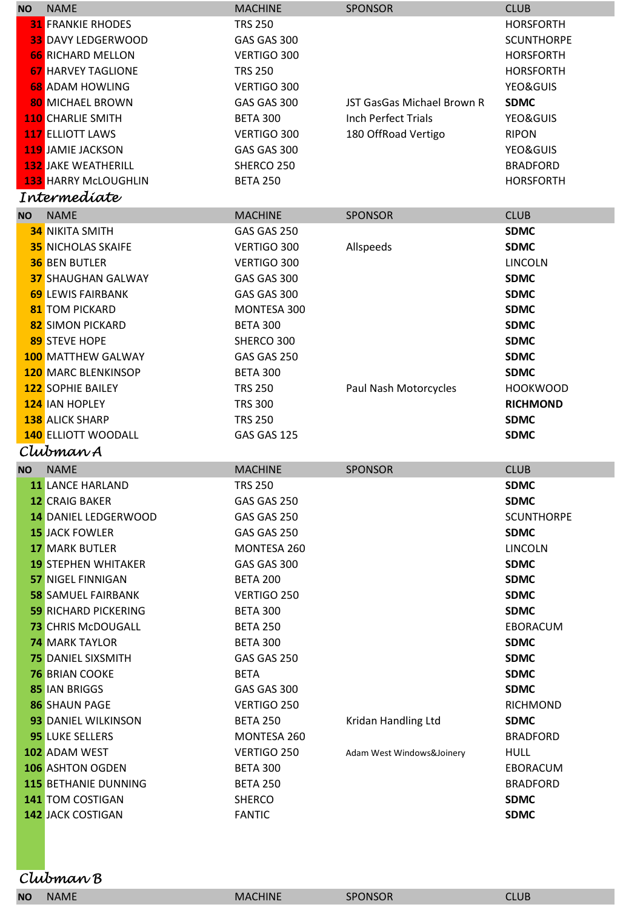| NO | NAME | MACHINE | SPONSOR | CLUB |
|---|---|---|---|---|
| 31 | FRANKIE RHODES | TRS 250 | | HORSFORTH |
| 33 | DAVY LEDGERWOOD | GAS GAS 300 | | SCUNTHORPE |
| 66 | RICHARD MELLON | VERTIGO 300 | | HORSFORTH |
| 67 | HARVEY TAGLIONE | TRS 250 | | HORSFORTH |
| 68 | ADAM HOWLING | VERTIGO 300 | | YEO&GUIS |
| 80 | MICHAEL BROWN | GAS GAS 300 | JST GasGas Michael Brown R | **SDMC** |
| 110 | CHARLIE SMITH | BETA 300 | Inch Perfect Trials | YEO&GUIS |
| 117 | ELLIOTT LAWS | VERTIGO 300 | 180 OffRoad Vertigo | RIPON |
| 119 | JAMIE JACKSON | GAS GAS 300 | | YEO&GUIS |
| 132 | JAKE WEATHERILL | SHERCO 250 | | BRADFORD |
| 133 | HARRY McLOUGHLIN | BETA 250 | | HORSFORTH |

## *Intermediate*

| NO | NAME | MACHINE | SPONSOR | CLUB |
|---|---|---|---|---|
| 34 | NIKITA SMITH | GAS GAS 250 | | **SDMC** |
| 35 | NICHOLAS SKAIFE | VERTIGO 300 | Allspeeds | **SDMC** |
| 36 | BEN BUTLER | VERTIGO 300 | | LINCOLN |
| 37 | SHAUGHAN GALWAY | GAS GAS 300 | | **SDMC** |
| 69 | LEWIS FAIRBANK | GAS GAS 300 | | **SDMC** |
| 81 | TOM PICKARD | MONTESA 300 | | **SDMC** |
| 82 | SIMON PICKARD | BETA 300 | | **SDMC** |
| 89 | STEVE HOPE | SHERCO 300 | | **SDMC** |
| 100 | MATTHEW GALWAY | GAS GAS 250 | | **SDMC** |
| 120 | MARC BLENKINSOP | BETA 300 | | **SDMC** |
| 122 | SOPHIE BAILEY | TRS 250 | Paul Nash Motorcycles | HOOKWOOD |
| 124 | IAN HOPLEY | TRS 300 | | **RICHMOND** |
| 138 | ALICK SHARP | TRS 250 | | **SDMC** |
| 140 | ELLIOTT WOODALL | GAS GAS 125 | | **SDMC** |

## *Clubman A*

| NO | NAME | MACHINE | SPONSOR | CLUB |
|---|---|---|---|---|
| 11 | LANCE HARLAND | TRS 250 | | **SDMC** |
| 12 | CRAIG BAKER | GAS GAS 250 | | **SDMC** |
| 14 | DANIEL LEDGERWOOD | GAS GAS 250 | | SCUNTHORPE |
| 15 | JACK FOWLER | GAS GAS 250 | | **SDMC** |
| 17 | MARK BUTLER | MONTESA 260 | | LINCOLN |
| 19 | STEPHEN WHITAKER | GAS GAS 300 | | **SDMC** |
| 57 | NIGEL FINNIGAN | BETA 200 | | **SDMC** |
| 58 | SAMUEL FAIRBANK | VERTIGO 250 | | **SDMC** |
| 59 | RICHARD PICKERING | BETA 300 | | **SDMC** |
| 73 | CHRIS McDOUGALL | BETA 250 | | EBORACUM |
| 74 | MARK TAYLOR | BETA 300 | | **SDMC** |
| 75 | DANIEL SIXSMITH | GAS GAS 250 | | **SDMC** |
| 76 | BRIAN COOKE | BETA | | **SDMC** |
| 85 | IAN BRIGGS | GAS GAS 300 | | **SDMC** |
| 86 | SHAUN PAGE | VERTIGO 250 | | RICHMOND |
| 93 | DANIEL WILKINSON | BETA 250 | Kridan Handling Ltd | **SDMC** |
| 95 | LUKE SELLERS | MONTESA 260 | | BRADFORD |
| 102 | ADAM WEST | VERTIGO 250 | Adam West Windows&Joinery | HULL |
| 106 | ASHTON OGDEN | BETA 300 | | EBORACUM |
| 115 | BETHANIE DUNNING | BETA 250 | | BRADFORD |
| 141 | TOM COSTIGAN | SHERCO | | **SDMC** |
| 142 | JACK COSTIGAN | FANTIC | | **SDMC** |

## *Clubman B*

| NO | NAME | MACHINE | SPONSOR | CLUB |
|---|---|---|---|---|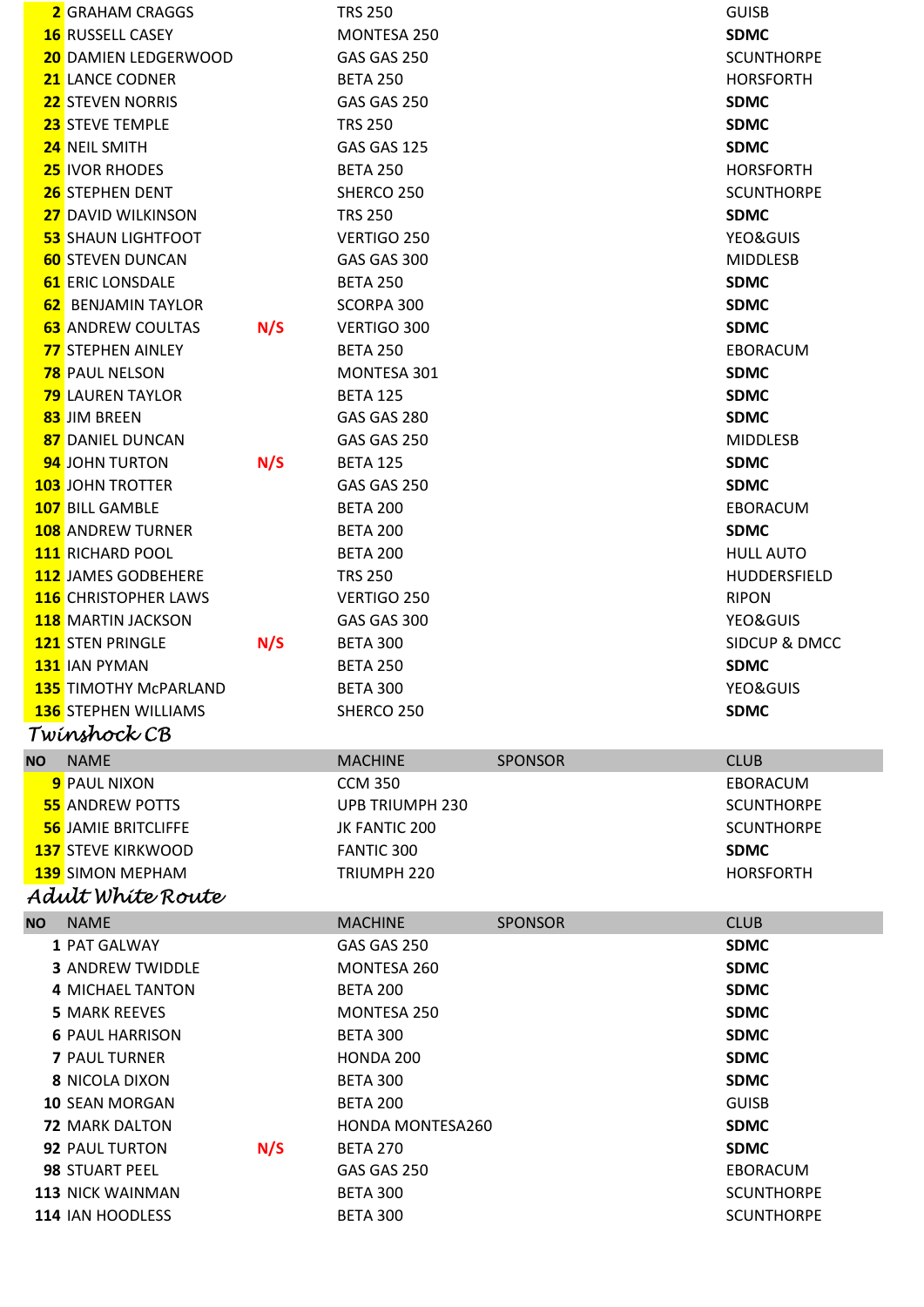| | | | | | |
|---|---|---|---|---|---|
| 2 | GRAHAM CRAGGS | | TRS 250 | | GUISB |
| 16 | RUSSELL CASEY | | MONTESA 250 | | **SDMC** |
| 20 | DAMIEN LEDGERWOOD | | GAS GAS 250 | | SCUNTHORPE |
| 21 | LANCE CODNER | | BETA 250 | | HORSFORTH |
| 22 | STEVEN NORRIS | | GAS GAS 250 | | **SDMC** |
| 23 | STEVE TEMPLE | | TRS 250 | | **SDMC** |
| 24 | NEIL SMITH | | GAS GAS 125 | | **SDMC** |
| 25 | IVOR RHODES | | BETA 250 | | HORSFORTH |
| 26 | STEPHEN DENT | | SHERCO 250 | | SCUNTHORPE |
| 27 | DAVID WILKINSON | | TRS 250 | | **SDMC** |
| 53 | SHAUN LIGHTFOOT | | VERTIGO 250 | | YEO&GUIS |
| 60 | STEVEN DUNCAN | | GAS GAS 300 | | MIDDLESB |
| 61 | ERIC LONSDALE | | BETA 250 | | **SDMC** |
| 62 | BENJAMIN TAYLOR | | SCORPA 300 | | **SDMC** |
| 63 | ANDREW COULTAS | N/S | VERTIGO 300 | | **SDMC** |
| 77 | STEPHEN AINLEY | | BETA 250 | | EBORACUM |
| 78 | PAUL NELSON | | MONTESA 301 | | **SDMC** |
| 79 | LAUREN TAYLOR | | BETA 125 | | **SDMC** |
| 83 | JIM BREEN | | GAS GAS 280 | | **SDMC** |
| 87 | DANIEL DUNCAN | | GAS GAS 250 | | MIDDLESB |
| 94 | JOHN TURTON | N/S | BETA 125 | | **SDMC** |
| 103 | JOHN TROTTER | | GAS GAS 250 | | **SDMC** |
| 107 | BILL GAMBLE | | BETA 200 | | EBORACUM |
| 108 | ANDREW TURNER | | BETA 200 | | **SDMC** |
| 111 | RICHARD POOL | | BETA 200 | | HULL AUTO |
| 112 | JAMES GODBEHERE | | TRS 250 | | HUDDERSFIELD |
| 116 | CHRISTOPHER LAWS | | VERTIGO 250 | | RIPON |
| 118 | MARTIN JACKSON | | GAS GAS 300 | | YEO&GUIS |
| 121 | STEN PRINGLE | N/S | BETA 300 | | SIDCUP & DMCC |
| 131 | IAN PYMAN | | BETA 250 | | **SDMC** |
| 135 | TIMOTHY McPARLAND | | BETA 300 | | YEO&GUIS |
| 136 | STEPHEN WILLIAMS | | SHERCO 250 | | **SDMC** |

## *Twinshock CB*

| NO | NAME | | MACHINE | SPONSOR | CLUB |
|---|---|---|---|---|---|
| 9 | PAUL NIXON | | CCM 350 | | EBORACUM |
| 55 | ANDREW POTTS | | UPB TRIUMPH 230 | | SCUNTHORPE |
| 56 | JAMIE BRITCLIFFE | | JK FANTIC 200 | | SCUNTHORPE |
| 137 | STEVE KIRKWOOD | | FANTIC 300 | | **SDMC** |
| 139 | SIMON MEPHAM | | TRIUMPH 220 | | HORSFORTH |

## *Adult White Route*

| NO | NAME | | MACHINE | SPONSOR | CLUB |
|---|---|---|---|---|---|
| 1 | PAT GALWAY | | GAS GAS 250 | | **SDMC** |
| 3 | ANDREW TWIDDLE | | MONTESA 260 | | **SDMC** |
| 4 | MICHAEL TANTON | | BETA 200 | | **SDMC** |
| 5 | MARK REEVES | | MONTESA 250 | | **SDMC** |
| 6 | PAUL HARRISON | | BETA 300 | | **SDMC** |
| 7 | PAUL TURNER | | HONDA 200 | | **SDMC** |
| 8 | NICOLA DIXON | | BETA 300 | | **SDMC** |
| 10 | SEAN MORGAN | | BETA 200 | | GUISB |
| 72 | MARK DALTON | | HONDA MONTESA260 | | **SDMC** |
| 92 | PAUL TURTON | N/S | BETA 270 | | **SDMC** |
| 98 | STUART PEEL | | GAS GAS 250 | | EBORACUM |
| 113 | NICK WAINMAN | | BETA 300 | | SCUNTHORPE |
| 114 | IAN HOODLESS | | BETA 300 | | SCUNTHORPE |